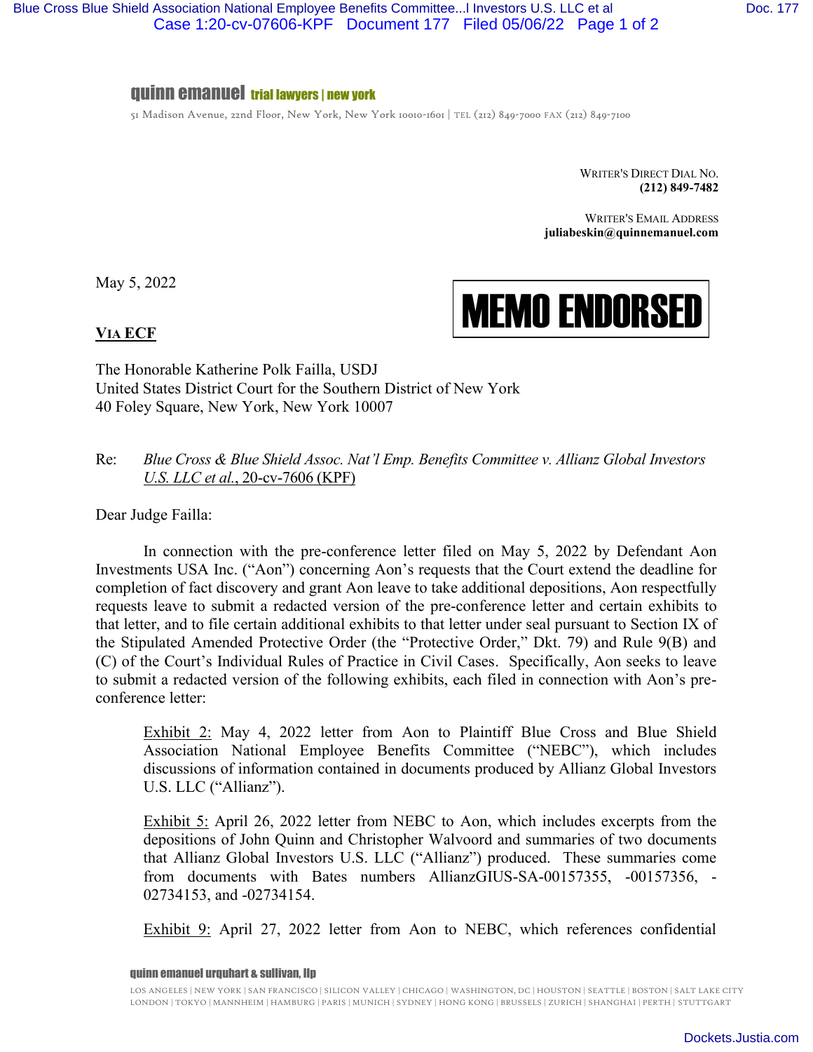**quinn emanuel** trial lawyers | new york

51 Madison Avenue, 22nd Floor, New York, New York 10010-1601 | TEL (212) 849-7000 FAX (212) 849-7100

WRITER'S DIRECT DIAL NO.
**(212) 849-7482**

WRITER'S EMAIL ADDRESS
**juliabeskin@quinnemanuel.com**

May 5, 2022

**MEMO ENDORSED**

**VIA ECF**

The Honorable Katherine Polk Failla, USDJ
United States District Court for the Southern District of New York
40 Foley Square, New York, New York 10007

Re: *Blue Cross & Blue Shield Assoc. Nat'l Emp. Benefits Committee v. Allianz Global Investors U.S. LLC et al.*, 20-cv-7606 (KPF)

Dear Judge Failla:

In connection with the pre-conference letter filed on May 5, 2022 by Defendant Aon Investments USA Inc. ("Aon") concerning Aon's requests that the Court extend the deadline for completion of fact discovery and grant Aon leave to take additional depositions, Aon respectfully requests leave to submit a redacted version of the pre-conference letter and certain exhibits to that letter, and to file certain additional exhibits to that letter under seal pursuant to Section IX of the Stipulated Amended Protective Order (the "Protective Order," Dkt. 79) and Rule 9(B) and (C) of the Court's Individual Rules of Practice in Civil Cases. Specifically, Aon seeks to leave to submit a redacted version of the following exhibits, each filed in connection with Aon's pre-conference letter:

> Exhibit 2: May 4, 2022 letter from Aon to Plaintiff Blue Cross and Blue Shield Association National Employee Benefits Committee ("NEBC"), which includes discussions of information contained in documents produced by Allianz Global Investors U.S. LLC ("Allianz").
>
> Exhibit 5: April 26, 2022 letter from NEBC to Aon, which includes excerpts from the depositions of John Quinn and Christopher Walvoord and summaries of two documents that Allianz Global Investors U.S. LLC ("Allianz") produced. These summaries come from documents with Bates numbers AllianzGIUS-SA-00157355, -00157356, -02734153, and -02734154.
>
> Exhibit 9: April 27, 2022 letter from Aon to NEBC, which references confidential

quinn emanuel urquhart & sullivan, llp

LOS ANGELES | NEW YORK | SAN FRANCISCO | SILICON VALLEY | CHICAGO | WASHINGTON, DC | HOUSTON | SEATTLE | BOSTON | SALT LAKE CITY
LONDON | TOKYO | MANNHEIM | HAMBURG | PARIS | MUNICH | SYDNEY | HONG KONG | BRUSSELS | ZURICH | SHANGHAI | PERTH | STUTTGART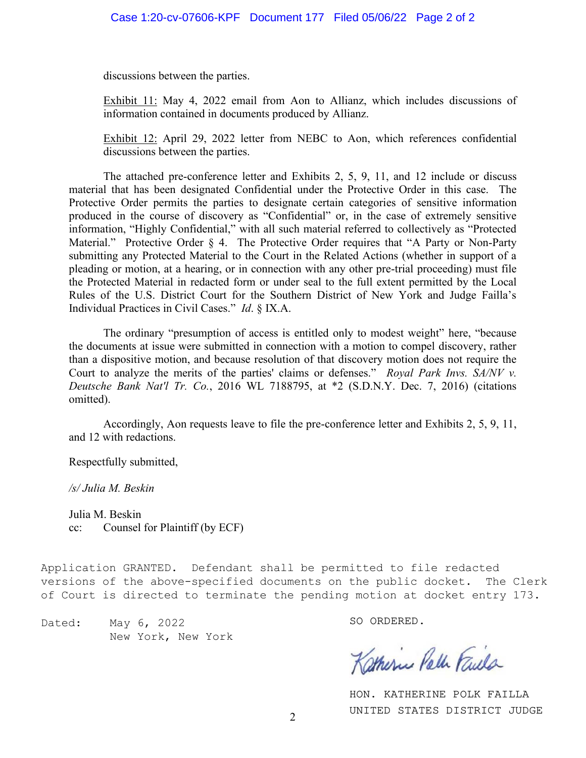discussions between the parties.

Exhibit 11: May 4, 2022 email from Aon to Allianz, which includes discussions of information contained in documents produced by Allianz.

Exhibit 12: April 29, 2022 letter from NEBC to Aon, which references confidential discussions between the parties.

The attached pre-conference letter and Exhibits 2, 5, 9, 11, and 12 include or discuss material that has been designated Confidential under the Protective Order in this case. The Protective Order permits the parties to designate certain categories of sensitive information produced in the course of discovery as "Confidential" or, in the case of extremely sensitive information, "Highly Confidential," with all such material referred to collectively as "Protected Material." Protective Order § 4. The Protective Order requires that "A Party or Non-Party submitting any Protected Material to the Court in the Related Actions (whether in support of a pleading or motion, at a hearing, or in connection with any other pre-trial proceeding) must file the Protected Material in redacted form or under seal to the full extent permitted by the Local Rules of the U.S. District Court for the Southern District of New York and Judge Failla's Individual Practices in Civil Cases." *Id*. § IX.A.

The ordinary "presumption of access is entitled only to modest weight" here, "because the documents at issue were submitted in connection with a motion to compel discovery, rather than a dispositive motion, and because resolution of that discovery motion does not require the Court to analyze the merits of the parties' claims or defenses." *Royal Park Invs. SA/NV v. Deutsche Bank Nat'l Tr. Co.*, 2016 WL 7188795, at *2 (S.D.N.Y. Dec. 7, 2016) (citations omitted).

Accordingly, Aon requests leave to file the pre-conference letter and Exhibits 2, 5, 9, 11, and 12 with redactions.

Respectfully submitted,

*/s/ Julia M. Beskin*

Julia M. Beskin
cc: Counsel for Plaintiff (by ECF)

Application GRANTED. Defendant shall be permitted to file redacted versions of the above-specified documents on the public docket. The Clerk of Court is directed to terminate the pending motion at docket entry 173.

Dated: May 6, 2022
New York, New York

SO ORDERED.

HON. KATHERINE POLK FAILLA
UNITED STATES DISTRICT JUDGE